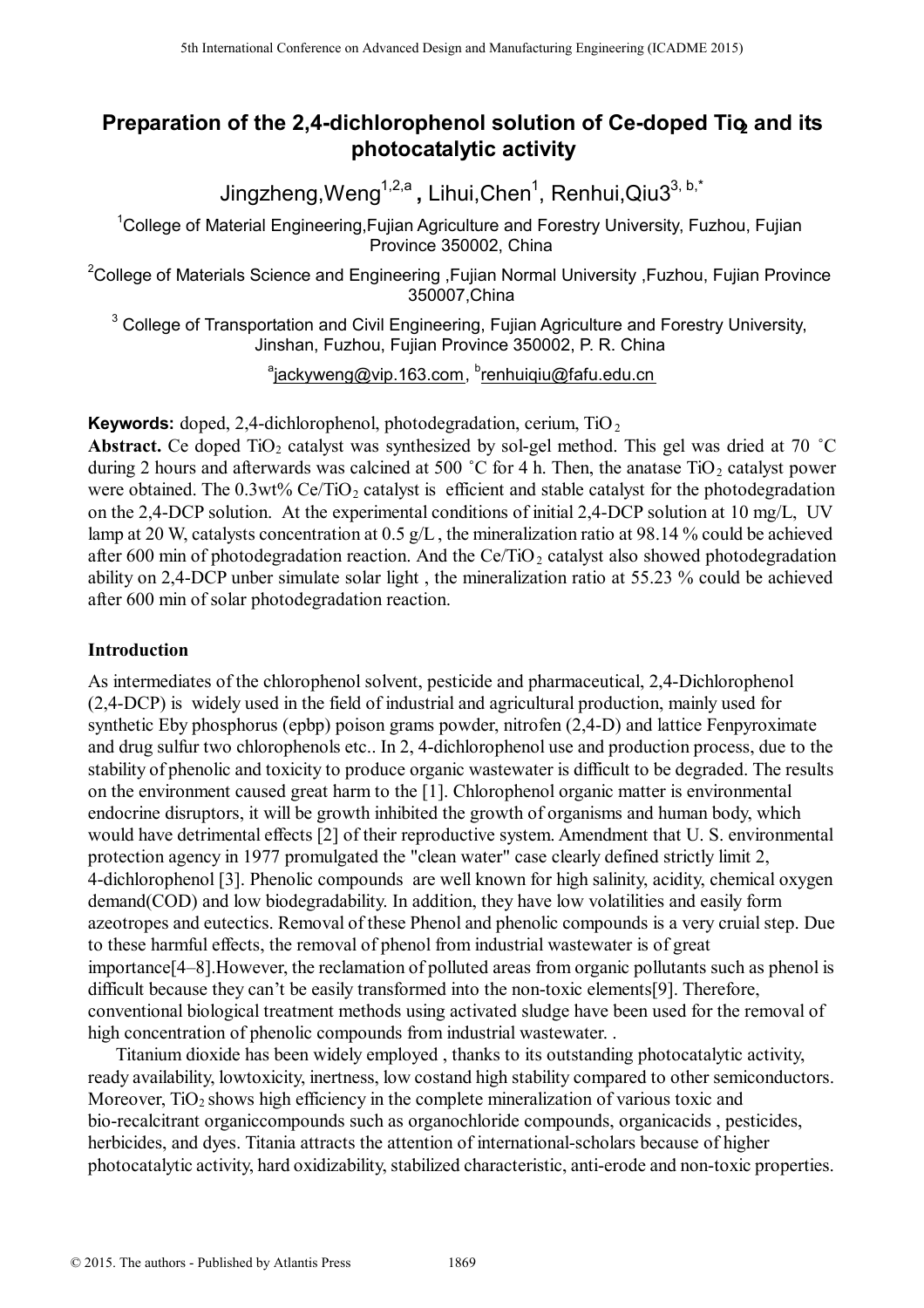# Preparation of the 2,4-dichlorophenol solution of Ce-doped $TiO_2$ and its photocatalytic activity

Jingzheng,Weng[1,2,a] , Lihui,Chen[1], Renhui,Qiu3[3, b,*]

[1]College of Material Engineering,Fujian Agriculture and Forestry University, Fuzhou, Fujian Province 350002, China

[2]College of Materials Science and Engineering ,Fujian Normal University ,Fuzhou, Fujian Province 350007,China

[3] College of Transportation and Civil Engineering, Fujian Agriculture and Forestry University, Jinshan, Fuzhou, Fujian Province 350002, P. R. China

[a]jackyweng@vip.163.com, [b]renhuiqiu@fafu.edu.cn

**Keywords:** doped, 2,4-dichlorophenol, photodegradation, cerium, $TiO_2$

**Abstract.** Ce doped $TiO_2$ catalyst was synthesized by sol-gel method. This gel was dried at 70 ˚C during 2 hours and afterwards was calcined at 500 ˚C for 4 h. Then, the anatase $TiO_2$ catalyst power were obtained. The 0.3wt% Ce/$TiO_2$ catalyst is efficient and stable catalyst for the photodegradation on the 2,4-DCP solution. At the experimental conditions of initial 2,4-DCP solution at 10 mg/L, UV lamp at 20 W, catalysts concentration at 0.5 g/L , the mineralization ratio at 98.14 % could be achieved after 600 min of photodegradation reaction. And the Ce/$TiO_2$ catalyst also showed photodegradation ability on 2,4-DCP unber simulate solar light , the mineralization ratio at 55.23 % could be achieved after 600 min of solar photodegradation reaction.

## Introduction

As intermediates of the chlorophenol solvent, pesticide and pharmaceutical, 2,4-Dichlorophenol (2,4-DCP) is widely used in the field of industrial and agricultural production, mainly used for synthetic Eby phosphorus (epbp) poison grams powder, nitrofen (2,4-D) and lattice Fenpyroximate and drug sulfur two chlorophenols etc.. In 2, 4-dichlorophenol use and production process, due to the stability of phenolic and toxicity to produce organic wastewater is difficult to be degraded. The results on the environment caused great harm to the [1]. Chlorophenol organic matter is environmental endocrine disruptors, it will be growth inhibited the growth of organisms and human body, which would have detrimental effects [2] of their reproductive system. Amendment that U. S. environmental protection agency in 1977 promulgated the "clean water" case clearly defined strictly limit 2, 4-dichlorophenol [3]. Phenolic compounds are well known for high salinity, acidity, chemical oxygen demand(COD) and low biodegradability. In addition, they have low volatilities and easily form azeotropes and eutectics. Removal of these Phenol and phenolic compounds is a very cruial step. Due to these harmful effects, the removal of phenol from industrial wastewater is of great importance[4–8].However, the reclamation of polluted areas from organic pollutants such as phenol is difficult because they can't be easily transformed into the non-toxic elements[9]. Therefore, conventional biological treatment methods using activated sludge have been used for the removal of high concentration of phenolic compounds from industrial wastewater. .

Titanium dioxide has been widely employed , thanks to its outstanding photocatalytic activity, ready availability, lowtoxicity, inertness, low costand high stability compared to other semiconductors. Moreover, $TiO_2$ shows high efficiency in the complete mineralization of various toxic and bio-recalcitrant organiccompounds such as organochloride compounds, organicacids , pesticides, herbicides, and dyes. Titania attracts the attention of international-scholars because of higher photocatalytic activity, hard oxidizability, stabilized characteristic, anti-erode and non-toxic properties.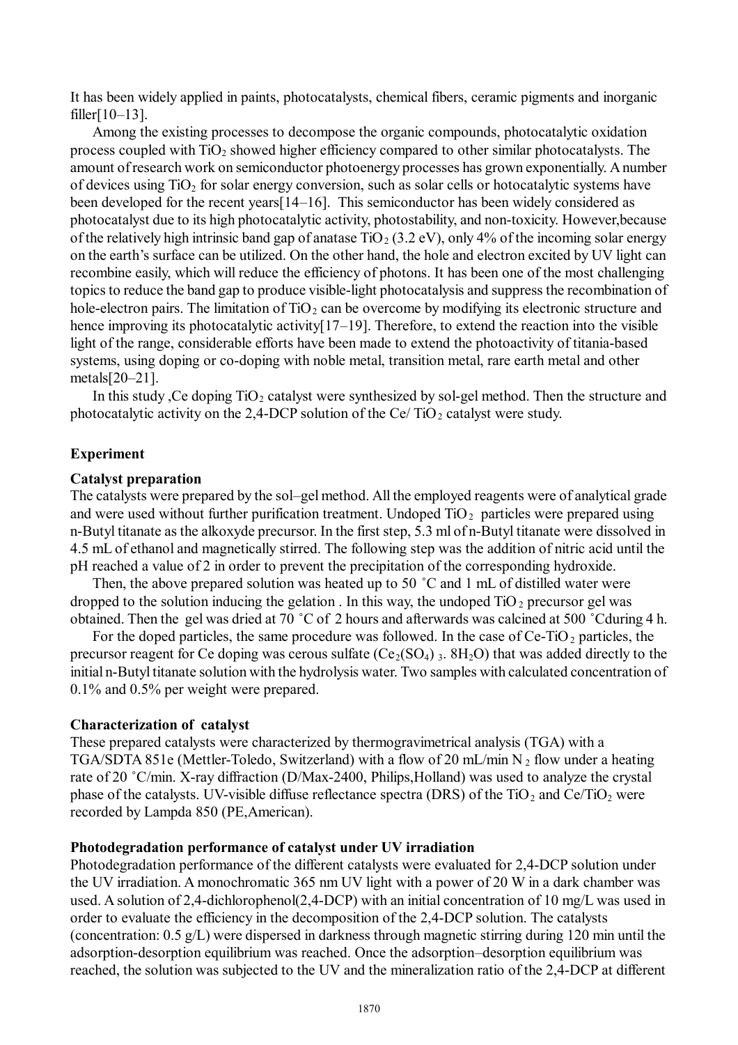It has been widely applied in paints, photocatalysts, chemical fibers, ceramic pigments and inorganic filler[10–13].

Among the existing processes to decompose the organic compounds, photocatalytic oxidation process coupled with $TiO_2$ showed higher efficiency compared to other similar photocatalysts. The amount of research work on semiconductor photoenergy processes has grown exponentially. A number of devices using $TiO_2$ for solar energy conversion, such as solar cells or hotocatalytic systems have been developed for the recent years[14–16]. This semiconductor has been widely considered as photocatalyst due to its high photocatalytic activity, photostability, and non-toxicity. However,because of the relatively high intrinsic band gap of anatase $TiO_2$ (3.2 eV), only 4% of the incoming solar energy on the earth's surface can be utilized. On the other hand, the hole and electron excited by UV light can recombine easily, which will reduce the efficiency of photons. It has been one of the most challenging topics to reduce the band gap to produce visible-light photocatalysis and suppress the recombination of hole-electron pairs. The limitation of $TiO_2$ can be overcome by modifying its electronic structure and hence improving its photocatalytic activity[17–19]. Therefore, to extend the reaction into the visible light of the range, considerable efforts have been made to extend the photoactivity of titania-based systems, using doping or co-doping with noble metal, transition metal, rare earth metal and other metals[20–21].

In this study ,Ce doping $TiO_2$ catalyst were synthesized by sol-gel method. Then the structure and photocatalytic activity on the 2,4-DCP solution of the Ce/ $TiO_2$ catalyst were study.

## Experiment

### Catalyst preparation

The catalysts were prepared by the sol–gel method. All the employed reagents were of analytical grade and were used without further purification treatment. Undoped $TiO_2$ particles were prepared using n-Butyl titanate as the alkoxyde precursor. In the first step, 5.3 ml of n-Butyl titanate were dissolved in 4.5 mL of ethanol and magnetically stirred. The following step was the addition of nitric acid until the pH reached a value of 2 in order to prevent the precipitation of the corresponding hydroxide.

Then, the above prepared solution was heated up to 50 ˚C and 1 mL of distilled water were dropped to the solution inducing the gelation . In this way, the undoped $TiO_2$ precursor gel was obtained. Then the gel was dried at 70 ˚C of 2 hours and afterwards was calcined at 500 ˚Cduring 4 h.

For the doped particles, the same procedure was followed. In the case of Ce-$TiO_2$ particles, the precursor reagent for Ce doping was cerous sulfate ($Ce_2(SO_4)_3 \cdot 8H_2O$) that was added directly to the initial n-Butyl titanate solution with the hydrolysis water. Two samples with calculated concentration of 0.1% and 0.5% per weight were prepared.

### Characterization of catalyst

These prepared catalysts were characterized by thermogravimetrical analysis (TGA) with a TGA/SDTA 851e (Mettler-Toledo, Switzerland) with a flow of 20 mL/min $N_2$ flow under a heating rate of 20 ˚C/min. X-ray diffraction (D/Max-2400, Philips,Holland) was used to analyze the crystal phase of the catalysts. UV-visible diffuse reflectance spectra (DRS) of the $TiO_2$ and Ce/$TiO_2$ were recorded by Lampda 850 (PE,American).

### Photodegradation performance of catalyst under UV irradiation

Photodegradation performance of the different catalysts were evaluated for 2,4-DCP solution under the UV irradiation. A monochromatic 365 nm UV light with a power of 20 W in a dark chamber was used. A solution of 2,4-dichlorophenol(2,4-DCP) with an initial concentration of 10 mg/L was used in order to evaluate the efficiency in the decomposition of the 2,4-DCP solution. The catalysts (concentration: 0.5 g/L) were dispersed in darkness through magnetic stirring during 120 min until the adsorption-desorption equilibrium was reached. Once the adsorption–desorption equilibrium was reached, the solution was subjected to the UV and the mineralization ratio of the 2,4-DCP at different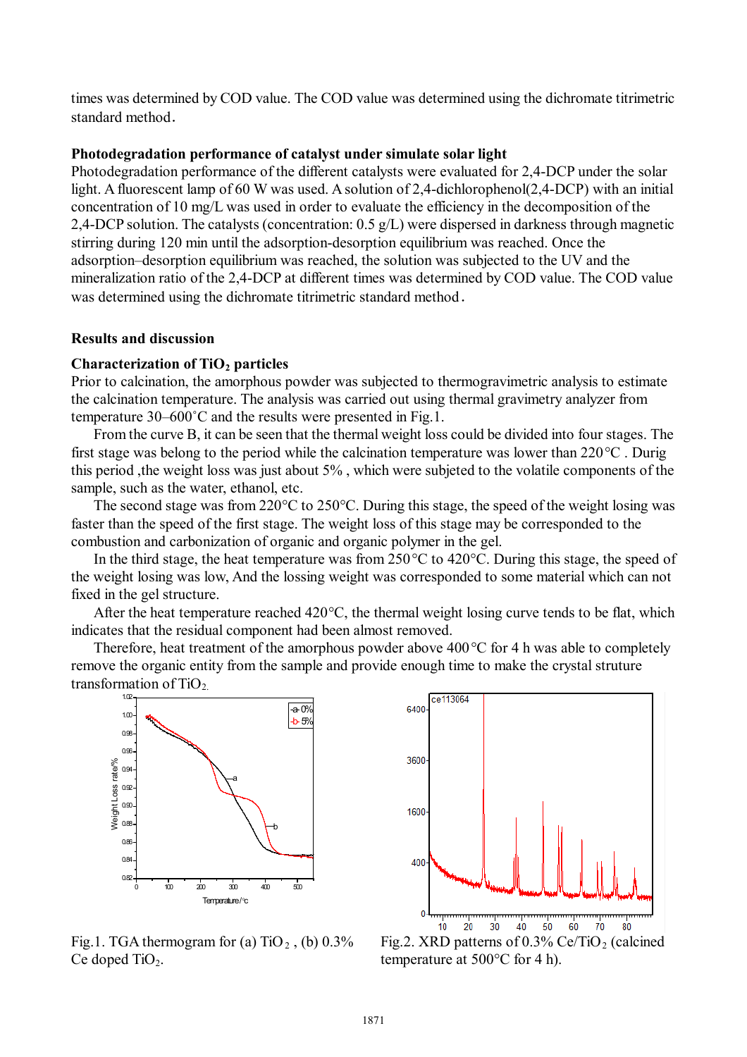times was determined by COD value. The COD value was determined using the dichromate titrimetric standard method.

**Photodegradation performance of catalyst under simulate solar light**

Photodegradation performance of the different catalysts were evaluated for 2,4-DCP under the solar light. A fluorescent lamp of 60 W was used. A solution of 2,4-dichlorophenol(2,4-DCP) with an initial concentration of 10 mg/L was used in order to evaluate the efficiency in the decomposition of the 2,4-DCP solution. The catalysts (concentration: 0.5 g/L) were dispersed in darkness through magnetic stirring during 120 min until the adsorption-desorption equilibrium was reached. Once the adsorption–desorption equilibrium was reached, the solution was subjected to the UV and the mineralization ratio of the 2,4-DCP at different times was determined by COD value. The COD value was determined using the dichromate titrimetric standard method.

## Results and discussion

**Characterization of $TiO_2$ particles**

Prior to calcination, the amorphous powder was subjected to thermogravimetric analysis to estimate the calcination temperature. The analysis was carried out using thermal gravimetry analyzer from temperature 30–600˚C and the results were presented in Fig.1.

From the curve B, it can be seen that the thermal weight loss could be divided into four stages. The first stage was belong to the period while the calcination temperature was lower than 220°C . Durig this period ,the weight loss was just about 5% , which were subjeted to the volatile components of the sample, such as the water, ethanol, etc.

The second stage was from 220°C to 250°C. During this stage, the speed of the weight losing was faster than the speed of the first stage. The weight loss of this stage may be corresponded to the combustion and carbonization of organic and organic polymer in the gel.

In the third stage, the heat temperature was from 250°C to 420°C. During this stage, the speed of the weight losing was low, And the lossing weight was corresponded to some material which can not fixed in the gel structure.

After the heat temperature reached 420°C, the thermal weight losing curve tends to be flat, which indicates that the residual component had been almost removed.

Therefore, heat treatment of the amorphous powder above 400°C for 4 h was able to completely remove the organic entity from the sample and provide enough time to make the crystal struture transformation of $TiO_2$.

Fig.1. TGA thermogram for (a) $TiO_2$ , (b) 0.3% Ce doped $TiO_2$.

Fig.2. XRD patterns of 0.3% Ce/$TiO_2$ (calcined temperature at 500°C for 4 h).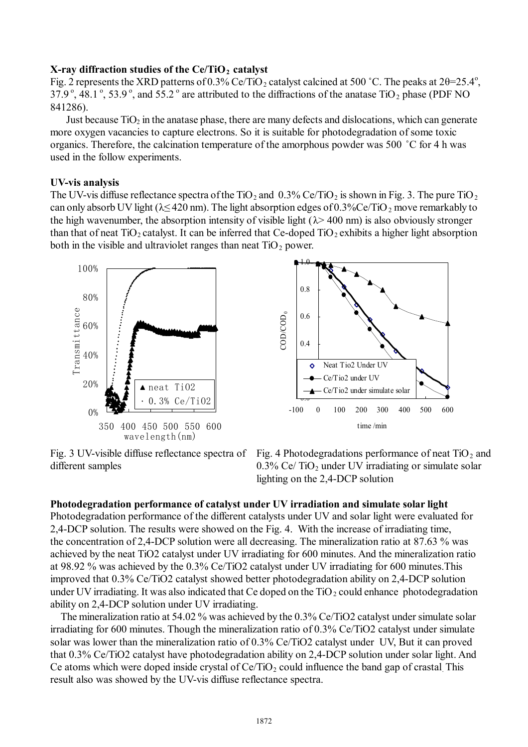**X-ray diffraction studies of the Ce/$TiO_2$ catalyst**

Fig. 2 represents the XRD patterns of 0.3% Ce/$TiO_2$ catalyst calcined at 500 ˚C. The peaks at 2θ=25.4°, 37.9°, 48.1°, 53.9°, and 55.2° are attributed to the diffractions of the anatase $TiO_2$ phase (PDF NO 841286).

Just because $TiO_2$ in the anatase phase, there are many defects and dislocations, which can generate more oxygen vacancies to capture electrons. So it is suitable for photodegradation of some toxic organics. Therefore, the calcination temperature of the amorphous powder was 500 ˚C for 4 h was used in the follow experiments.

**UV-vis analysis**

The UV-vis diffuse reflectance spectra of the $TiO_2$ and 0.3% Ce/$TiO_2$ is shown in Fig. 3. The pure $TiO_2$ can only absorb UV light ($\lambda \leq 420$ nm). The light absorption edges of 0.3%Ce/$TiO_2$ move remarkably to the high wavenumber, the absorption intensity of visible light ($\lambda > 400$ nm) is also obviously stronger than that of neat $TiO_2$ catalyst. It can be inferred that Ce-doped $TiO_2$ exhibits a higher light absorption both in the visible and ultraviolet ranges than neat $TiO_2$ power.

Fig. 3 UV-visible diffuse reflectance spectra of different samples

Fig. 4 Photodegradations performance of neat $TiO_2$ and 0.3% Ce/ $TiO_2$ under UV irradiating or simulate solar lighting on the 2,4-DCP solution

**Photodegradation performance of catalyst under UV irradiation and simulate solar light**

Photodegradation performance of the different catalysts under UV and solar light were evaluated for 2,4-DCP solution. The results were showed on the Fig. 4. With the increase of irradiating time, the concentration of 2,4-DCP solution were all decreasing. The mineralization ratio at 87.63 % was achieved by the neat TiO2 catalyst under UV irradiating for 600 minutes. And the mineralization ratio at 98.92 % was achieved by the 0.3% Ce/TiO2 catalyst under UV irradiating for 600 minutes.This improved that 0.3% Ce/TiO2 catalyst showed better photodegradation ability on 2,4-DCP solution under UV irradiating. It was also indicated that Ce doped on the $TiO_2$ could enhance photodegradation ability on 2,4-DCP solution under UV irradiating.

The mineralization ratio at 54.02 % was achieved by the 0.3% Ce/TiO2 catalyst under simulate solar irradiating for 600 minutes. Though the mineralization ratio of 0.3% Ce/TiO2 catalyst under simulate solar was lower than the mineralization ratio of 0.3% Ce/TiO2 catalyst under UV, But it can proved that 0.3% Ce/TiO2 catalyst have photodegradation ability on 2,4-DCP solution under solar light. And Ce atoms which were doped inside crystal of Ce/$TiO_2$ could influence the band gap of crastal. This result also was showed by the UV-vis diffuse reflectance spectra.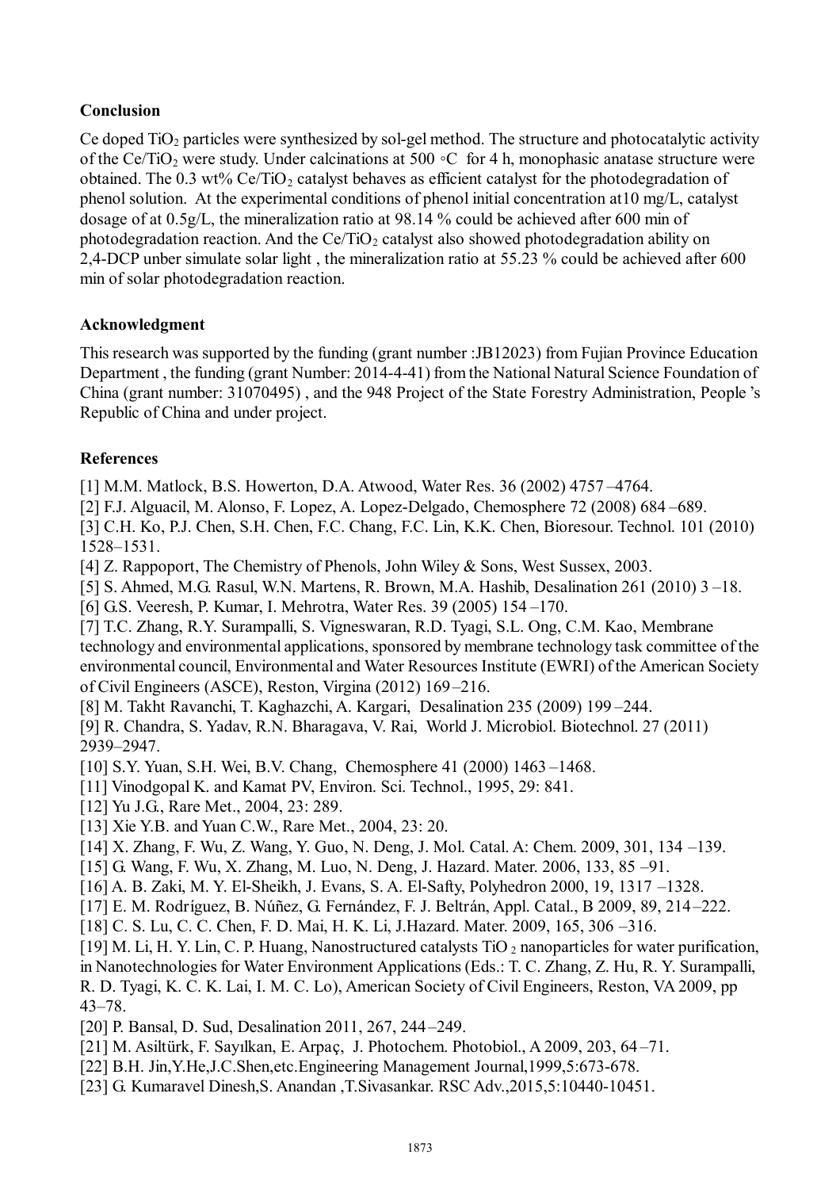## Conclusion

Ce doped $TiO_2$ particles were synthesized by sol-gel method. The structure and photocatalytic activity of the $Ce/TiO_2$ were study. Under calcinations at 500 ◦C for 4 h, monophasic anatase structure were obtained. The 0.3 wt% $Ce/TiO_2$ catalyst behaves as efficient catalyst for the photodegradation of phenol solution. At the experimental conditions of phenol initial concentration at10 mg/L, catalyst dosage of at 0.5g/L, the mineralization ratio at 98.14 % could be achieved after 600 min of photodegradation reaction. And the $Ce/TiO_2$ catalyst also showed photodegradation ability on 2,4-DCP unber simulate solar light , the mineralization ratio at 55.23 % could be achieved after 600 min of solar photodegradation reaction.

## Acknowledgment

This research was supported by the funding (grant number :JB12023) from Fujian Province Education Department , the funding (grant Number: 2014-4-41) from the National Natural Science Foundation of China (grant number: 31070495) , and the 948 Project of the State Forestry Administration, People 's Republic of China and under project.

## References

[1] M.M. Matlock, B.S. Howerton, D.A. Atwood, Water Res. 36 (2002) 4757 –4764.

[2] F.J. Alguacil, M. Alonso, F. Lopez, A. Lopez-Delgado, Chemosphere 72 (2008) 684 –689.

[3] C.H. Ko, P.J. Chen, S.H. Chen, F.C. Chang, F.C. Lin, K.K. Chen, Bioresour. Technol. 101 (2010) 1528–1531.

[4] Z. Rappoport, The Chemistry of Phenols, John Wiley & Sons, West Sussex, 2003.

[5] S. Ahmed, M.G. Rasul, W.N. Martens, R. Brown, M.A. Hashib, Desalination 261 (2010) 3 –18.

[6] G.S. Veeresh, P. Kumar, I. Mehrotra, Water Res. 39 (2005) 154 –170.

[7] T.C. Zhang, R.Y. Surampalli, S. Vigneswaran, R.D. Tyagi, S.L. Ong, C.M. Kao, Membrane technology and environmental applications, sponsored by membrane technology task committee of the environmental council, Environmental and Water Resources Institute (EWRI) of the American Society of Civil Engineers (ASCE), Reston, Virgina (2012) 169 –216.

[8] M. Takht Ravanchi, T. Kaghazchi, A. Kargari, Desalination 235 (2009) 199 –244.

[9] R. Chandra, S. Yadav, R.N. Bharagava, V. Rai, World J. Microbiol. Biotechnol. 27 (2011) 2939–2947.

[10] S.Y. Yuan, S.H. Wei, B.V. Chang, Chemosphere 41 (2000) 1463 –1468.

[11] Vinodgopal K. and Kamat PV, Environ. Sci. Technol., 1995, 29: 841.

[12] Yu J.G., Rare Met., 2004, 23: 289.

[13] Xie Y.B. and Yuan C.W., Rare Met., 2004, 23: 20.

[14] X. Zhang, F. Wu, Z. Wang, Y. Guo, N. Deng, J. Mol. Catal. A: Chem. 2009, 301, 134 –139.

[15] G. Wang, F. Wu, X. Zhang, M. Luo, N. Deng, J. Hazard. Mater. 2006, 133, 85 –91.

[16] A. B. Zaki, M. Y. El-Sheikh, J. Evans, S. A. El-Safty, Polyhedron 2000, 19, 1317 –1328.

[17] E. M. Rodríguez, B. Núñez, G. Fernández, F. J. Beltrán, Appl. Catal., B 2009, 89, 214 –222.

[18] C. S. Lu, C. C. Chen, F. D. Mai, H. K. Li, J.Hazard. Mater. 2009, 165, 306 –316.

[19] M. Li, H. Y. Lin, C. P. Huang, Nanostructured catalysts $TiO_2$ nanoparticles for water purification, in Nanotechnologies for Water Environment Applications (Eds.: T. C. Zhang, Z. Hu, R. Y. Surampalli, R. D. Tyagi, K. C. K. Lai, I. M. C. Lo), American Society of Civil Engineers, Reston, VA 2009, pp 43–78.

[20] P. Bansal, D. Sud, Desalination 2011, 267, 244 –249.

[21] M. Asiltürk, F. Sayılkan, E. Arpaç, J. Photochem. Photobiol., A 2009, 203, 64 –71.

[22] B.H. Jin,Y.He,J.C.Shen,etc.Engineering Management Journal,1999,5:673-678.

[23] G. Kumaravel Dinesh,S. Anandan ,T.Sivasankar. RSC Adv.,2015,5:10440-10451.